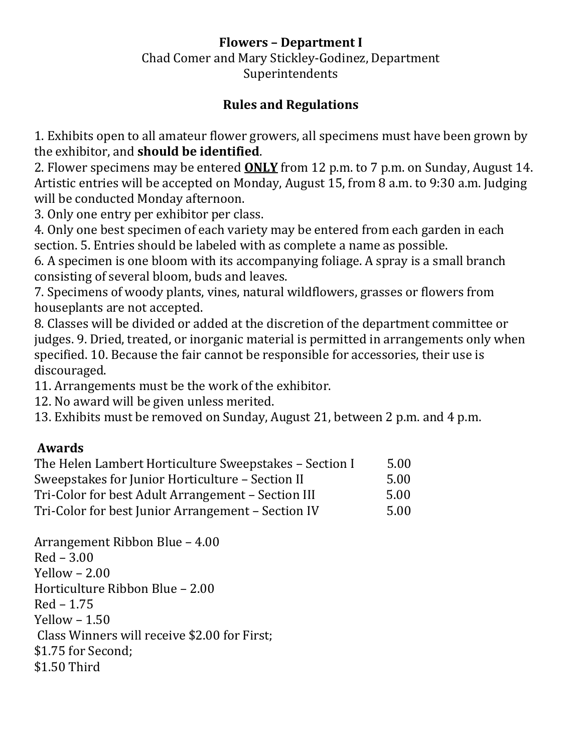# Flowers – Department I

Chad Comer and Mary Stickley-Godinez, Department Superintendents

## Rules and Regulations

1. Exhibits open to all amateur flower growers, all specimens must have been grown by the exhibitor, and **should be identified**.
2. Flower specimens may be entered **<u>ONLY</u>** from 12 p.m. to 7 p.m. on Sunday, August 14. Artistic entries will be accepted on Monday, August 15, from 8 a.m. to 9:30 a.m. Judging will be conducted Monday afternoon.
3. Only one entry per exhibitor per class.
4. Only one best specimen of each variety may be entered from each garden in each section.
5. Entries should be labeled with as complete a name as possible.
6. A specimen is one bloom with its accompanying foliage. A spray is a small branch consisting of several bloom, buds and leaves.
7. Specimens of woody plants, vines, natural wildflowers, grasses or flowers from houseplants are not accepted.
8. Classes will be divided or added at the discretion of the department committee or judges.
9. Dried, treated, or inorganic material is permitted in arrangements only when specified.
10. Because the fair cannot be responsible for accessories, their use is discouraged.
11. Arrangements must be the work of the exhibitor.
12. No award will be given unless merited.
13. Exhibits must be removed on Sunday, August 21, between 2 p.m. and 4 p.m.

### Awards

| | |
|---|---|
| The Helen Lambert Horticulture Sweepstakes – Section I | 5.00 |
| Sweepstakes for Junior Horticulture – Section II | 5.00 |
| Tri-Color for best Adult Arrangement – Section III | 5.00 |
| Tri-Color for best Junior Arrangement – Section IV | 5.00 |

Arrangement Ribbon Blue – 4.00
Red – 3.00
Yellow – 2.00
Horticulture Ribbon Blue – 2.00
Red – 1.75
Yellow – 1.50
Class Winners will receive $2.00 for First;
$1.75 for Second;
$1.50 Third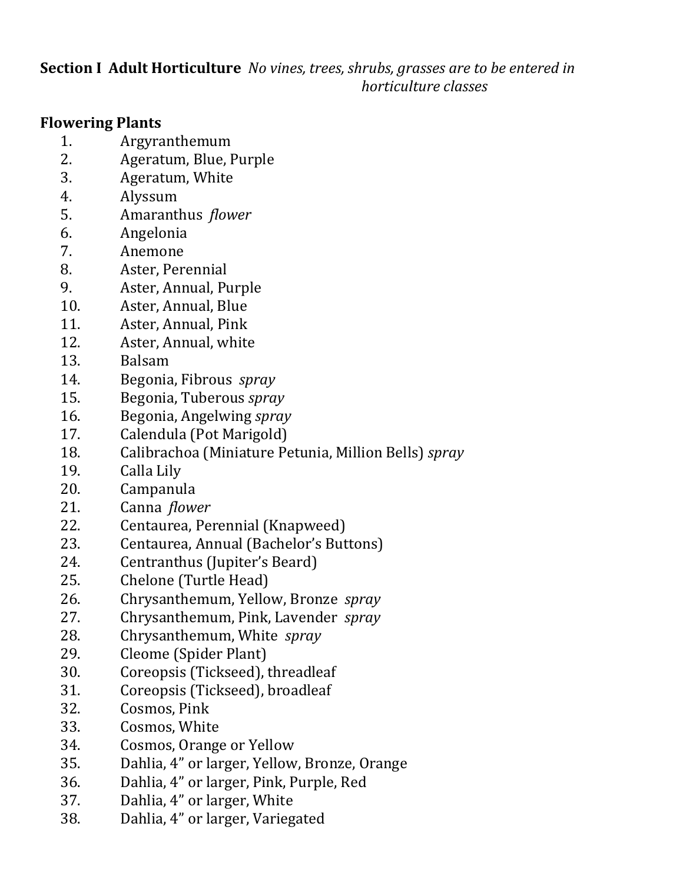**Section I Adult Horticulture** *No vines, trees, shrubs, grasses are to be entered in horticulture classes*

## Flowering Plants

1. Argyranthemum
2. Ageratum, Blue, Purple
3. Ageratum, White
4. Alyssum
5. Amaranthus *flower*
6. Angelonia
7. Anemone
8. Aster, Perennial
9. Aster, Annual, Purple
10. Aster, Annual, Blue
11. Aster, Annual, Pink
12. Aster, Annual, white
13. Balsam
14. Begonia, Fibrous *spray*
15. Begonia, Tuberous *spray*
16. Begonia, Angelwing *spray*
17. Calendula (Pot Marigold)
18. Calibrachoa (Miniature Petunia, Million Bells) *spray*
19. Calla Lily
20. Campanula
21. Canna *flower*
22. Centaurea, Perennial (Knapweed)
23. Centaurea, Annual (Bachelor's Buttons)
24. Centranthus (Jupiter's Beard)
25. Chelone (Turtle Head)
26. Chrysanthemum, Yellow, Bronze *spray*
27. Chrysanthemum, Pink, Lavender *spray*
28. Chrysanthemum, White *spray*
29. Cleome (Spider Plant)
30. Coreopsis (Tickseed), threadleaf
31. Coreopsis (Tickseed), broadleaf
32. Cosmos, Pink
33. Cosmos, White
34. Cosmos, Orange or Yellow
35. Dahlia, 4" or larger, Yellow, Bronze, Orange
36. Dahlia, 4" or larger, Pink, Purple, Red
37. Dahlia, 4" or larger, White
38. Dahlia, 4" or larger, Variegated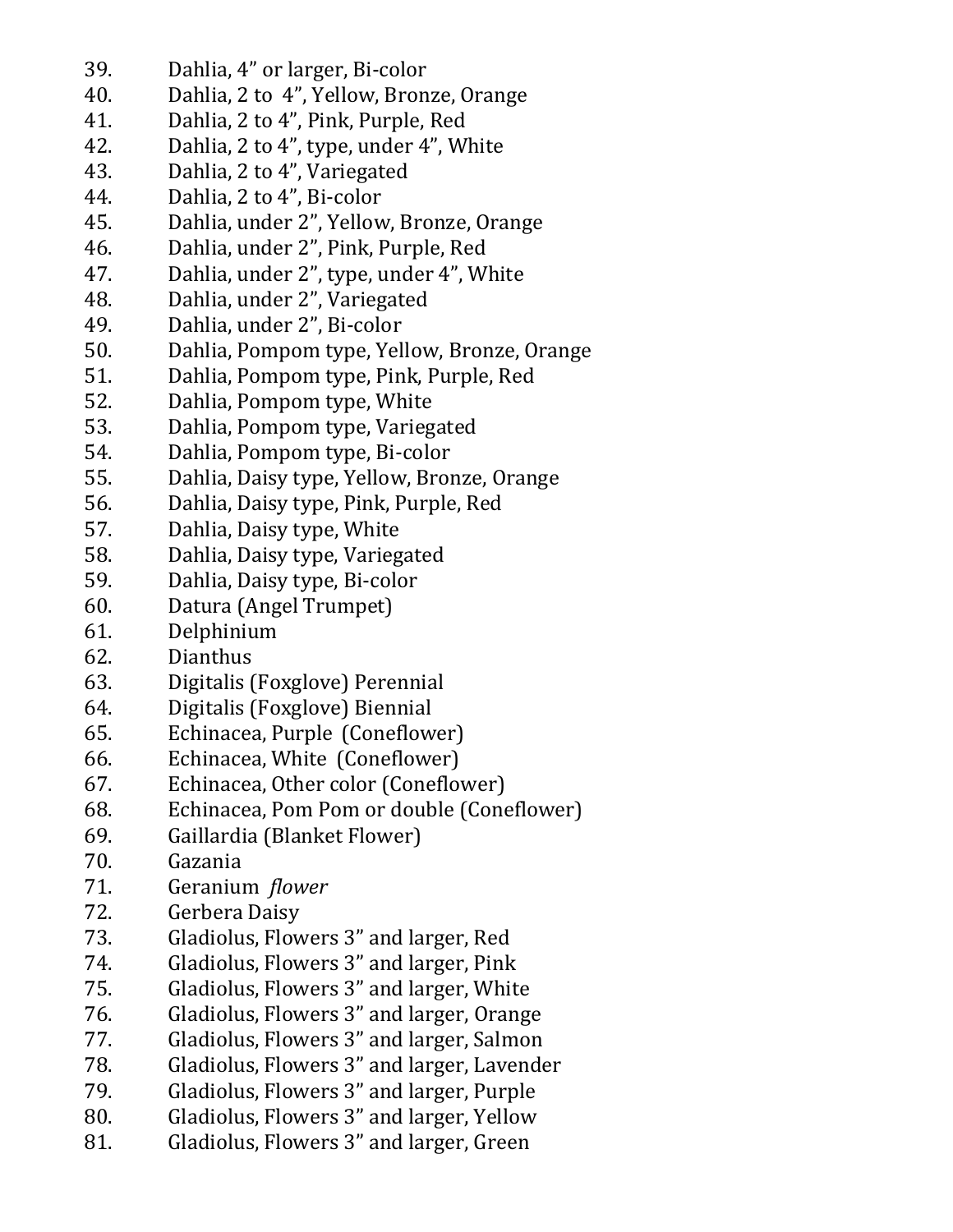39. Dahlia, 4” or larger, Bi-color
40. Dahlia, 2 to 4”, Yellow, Bronze, Orange
41. Dahlia, 2 to 4”, Pink, Purple, Red
42. Dahlia, 2 to 4”, type, under 4”, White
43. Dahlia, 2 to 4”, Variegated
44. Dahlia, 2 to 4”, Bi-color
45. Dahlia, under 2”, Yellow, Bronze, Orange
46. Dahlia, under 2”, Pink, Purple, Red
47. Dahlia, under 2”, type, under 4”, White
48. Dahlia, under 2”, Variegated
49. Dahlia, under 2”, Bi-color
50. Dahlia, Pompom type, Yellow, Bronze, Orange
51. Dahlia, Pompom type, Pink, Purple, Red
52. Dahlia, Pompom type, White
53. Dahlia, Pompom type, Variegated
54. Dahlia, Pompom type, Bi-color
55. Dahlia, Daisy type, Yellow, Bronze, Orange
56. Dahlia, Daisy type, Pink, Purple, Red
57. Dahlia, Daisy type, White
58. Dahlia, Daisy type, Variegated
59. Dahlia, Daisy type, Bi-color
60. Datura (Angel Trumpet)
61. Delphinium
62. Dianthus
63. Digitalis (Foxglove) Perennial
64. Digitalis (Foxglove) Biennial
65. Echinacea, Purple (Coneflower)
66. Echinacea, White (Coneflower)
67. Echinacea, Other color (Coneflower)
68. Echinacea, Pom Pom or double (Coneflower)
69. Gaillardia (Blanket Flower)
70. Gazania
71. Geranium *flower*
72. Gerbera Daisy
73. Gladiolus, Flowers 3” and larger, Red
74. Gladiolus, Flowers 3” and larger, Pink
75. Gladiolus, Flowers 3” and larger, White
76. Gladiolus, Flowers 3” and larger, Orange
77. Gladiolus, Flowers 3” and larger, Salmon
78. Gladiolus, Flowers 3” and larger, Lavender
79. Gladiolus, Flowers 3” and larger, Purple
80. Gladiolus, Flowers 3” and larger, Yellow
81. Gladiolus, Flowers 3” and larger, Green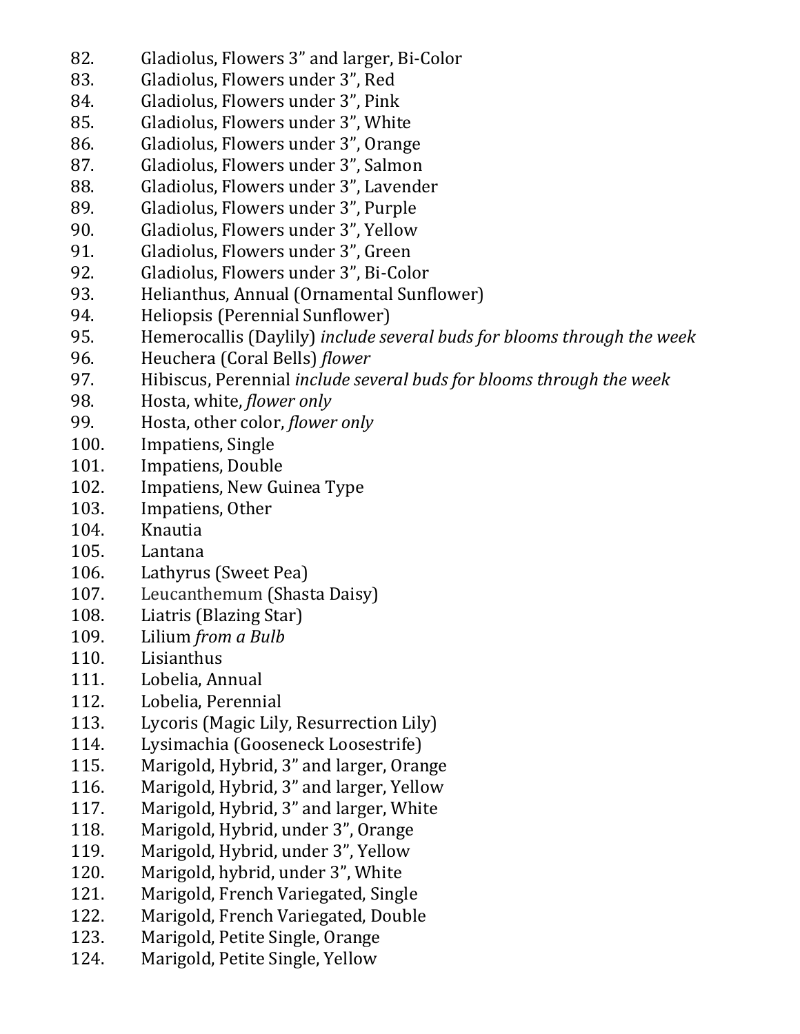82. Gladiolus, Flowers 3" and larger, Bi-Color
83. Gladiolus, Flowers under 3", Red
84. Gladiolus, Flowers under 3", Pink
85. Gladiolus, Flowers under 3", White
86. Gladiolus, Flowers under 3", Orange
87. Gladiolus, Flowers under 3", Salmon
88. Gladiolus, Flowers under 3", Lavender
89. Gladiolus, Flowers under 3", Purple
90. Gladiolus, Flowers under 3", Yellow
91. Gladiolus, Flowers under 3", Green
92. Gladiolus, Flowers under 3", Bi-Color
93. Helianthus, Annual (Ornamental Sunflower)
94. Heliopsis (Perennial Sunflower)
95. Hemerocallis (Daylily) *include several buds for blooms through the week*
96. Heuchera (Coral Bells) *flower*
97. Hibiscus, Perennial *include several buds for blooms through the week*
98. Hosta, white, *flower only*
99. Hosta, other color, *flower only*
100. Impatiens, Single
101. Impatiens, Double
102. Impatiens, New Guinea Type
103. Impatiens, Other
104. Knautia
105. Lantana
106. Lathyrus (Sweet Pea)
107. Leucanthemum (Shasta Daisy)
108. Liatris (Blazing Star)
109. Lilium *from a Bulb*
110. Lisianthus
111. Lobelia, Annual
112. Lobelia, Perennial
113. Lycoris (Magic Lily, Resurrection Lily)
114. Lysimachia (Gooseneck Loosestrife)
115. Marigold, Hybrid, 3" and larger, Orange
116. Marigold, Hybrid, 3" and larger, Yellow
117. Marigold, Hybrid, 3" and larger, White
118. Marigold, Hybrid, under 3", Orange
119. Marigold, Hybrid, under 3", Yellow
120. Marigold, hybrid, under 3", White
121. Marigold, French Variegated, Single
122. Marigold, French Variegated, Double
123. Marigold, Petite Single, Orange
124. Marigold, Petite Single, Yellow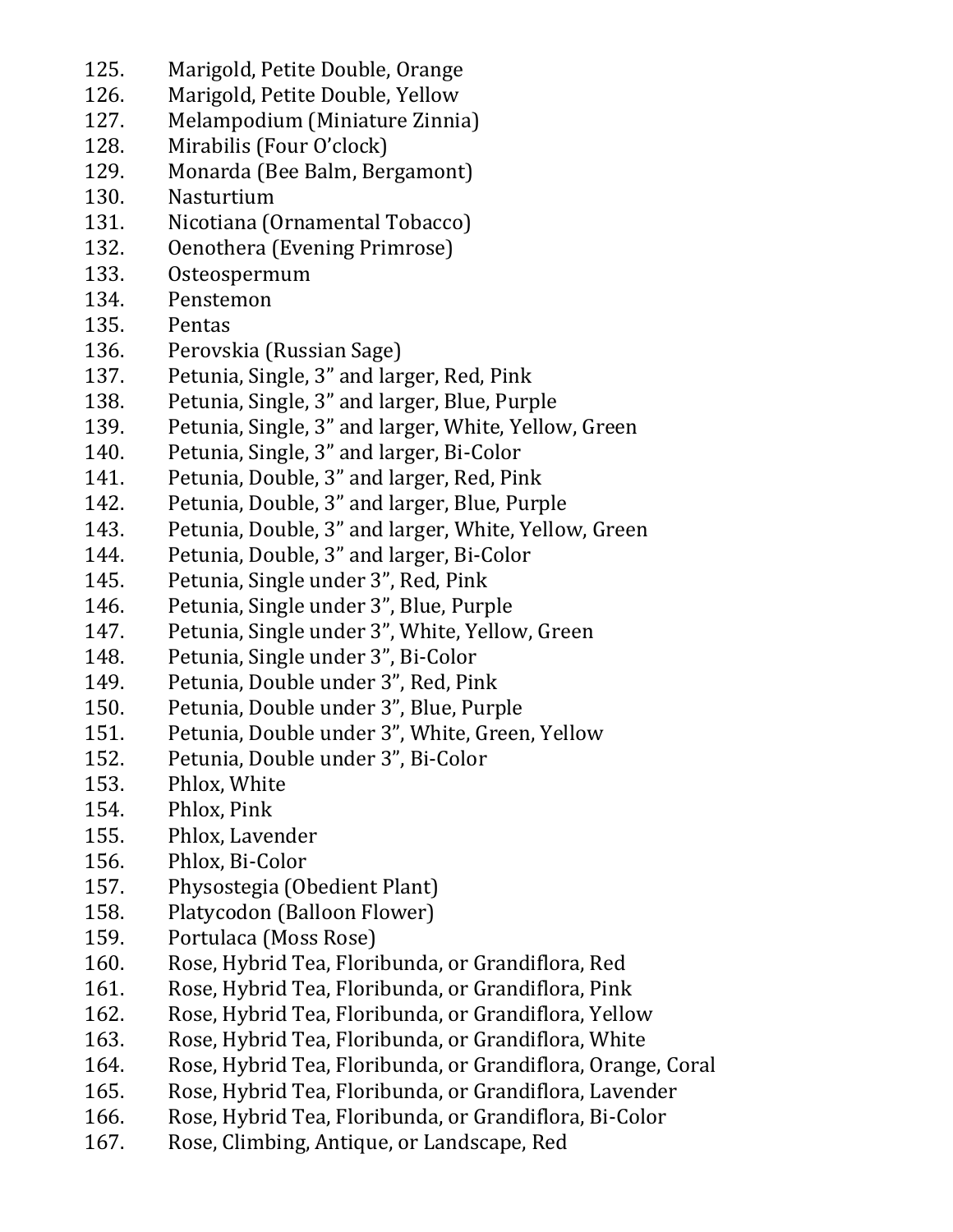125. Marigold, Petite Double, Orange
126. Marigold, Petite Double, Yellow
127. Melampodium (Miniature Zinnia)
128. Mirabilis (Four O'clock)
129. Monarda (Bee Balm, Bergamont)
130. Nasturtium
131. Nicotiana (Ornamental Tobacco)
132. Oenothera (Evening Primrose)
133. Osteospermum
134. Penstemon
135. Pentas
136. Perovskia (Russian Sage)
137. Petunia, Single, 3" and larger, Red, Pink
138. Petunia, Single, 3" and larger, Blue, Purple
139. Petunia, Single, 3" and larger, White, Yellow, Green
140. Petunia, Single, 3" and larger, Bi-Color
141. Petunia, Double, 3" and larger, Red, Pink
142. Petunia, Double, 3" and larger, Blue, Purple
143. Petunia, Double, 3" and larger, White, Yellow, Green
144. Petunia, Double, 3" and larger, Bi-Color
145. Petunia, Single under 3", Red, Pink
146. Petunia, Single under 3", Blue, Purple
147. Petunia, Single under 3", White, Yellow, Green
148. Petunia, Single under 3", Bi-Color
149. Petunia, Double under 3", Red, Pink
150. Petunia, Double under 3", Blue, Purple
151. Petunia, Double under 3", White, Green, Yellow
152. Petunia, Double under 3", Bi-Color
153. Phlox, White
154. Phlox, Pink
155. Phlox, Lavender
156. Phlox, Bi-Color
157. Physostegia (Obedient Plant)
158. Platycodon (Balloon Flower)
159. Portulaca (Moss Rose)
160. Rose, Hybrid Tea, Floribunda, or Grandiflora, Red
161. Rose, Hybrid Tea, Floribunda, or Grandiflora, Pink
162. Rose, Hybrid Tea, Floribunda, or Grandiflora, Yellow
163. Rose, Hybrid Tea, Floribunda, or Grandiflora, White
164. Rose, Hybrid Tea, Floribunda, or Grandiflora, Orange, Coral
165. Rose, Hybrid Tea, Floribunda, or Grandiflora, Lavender
166. Rose, Hybrid Tea, Floribunda, or Grandiflora, Bi-Color
167. Rose, Climbing, Antique, or Landscape, Red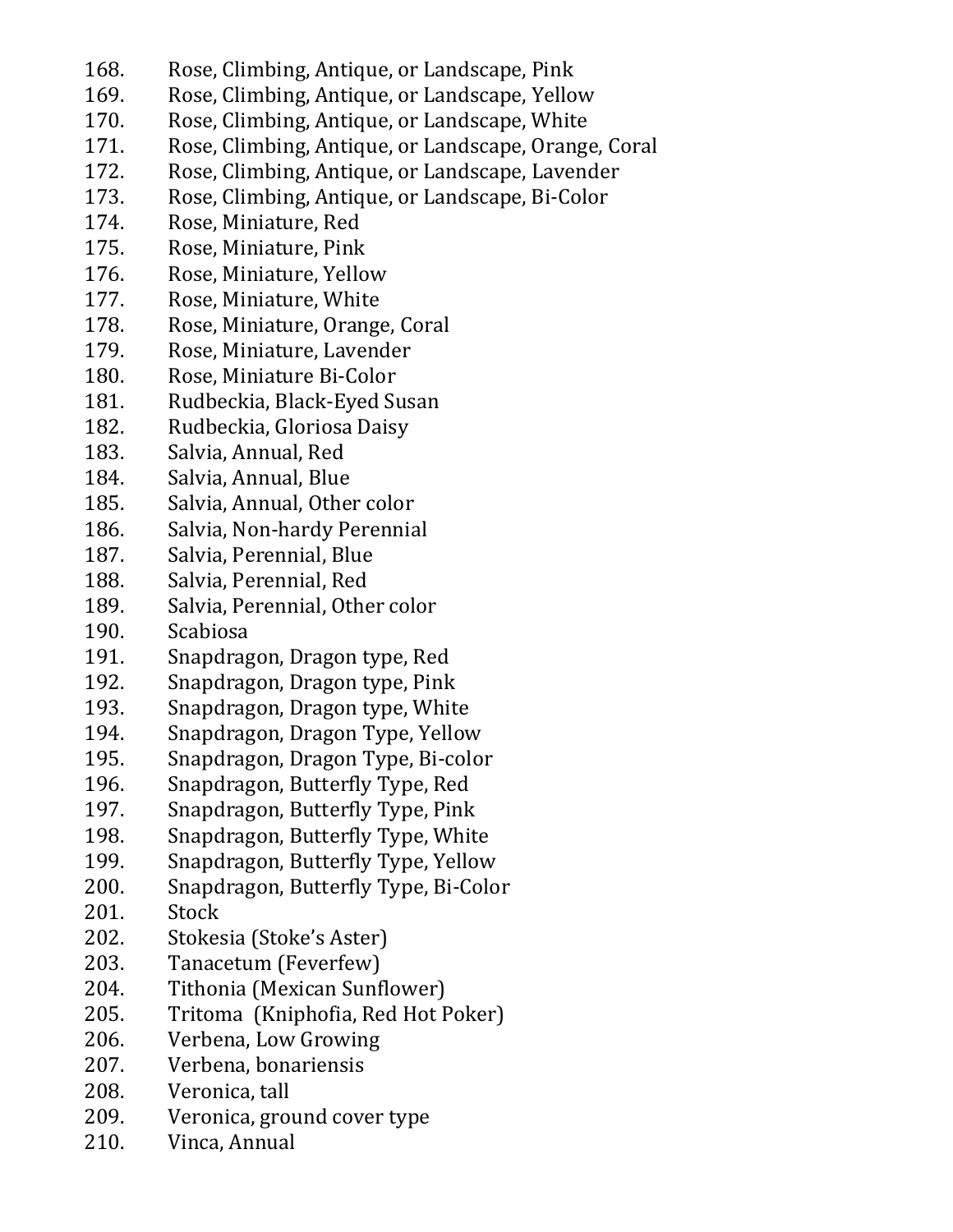168. Rose, Climbing, Antique, or Landscape, Pink
169. Rose, Climbing, Antique, or Landscape, Yellow
170. Rose, Climbing, Antique, or Landscape, White
171. Rose, Climbing, Antique, or Landscape, Orange, Coral
172. Rose, Climbing, Antique, or Landscape, Lavender
173. Rose, Climbing, Antique, or Landscape, Bi-Color
174. Rose, Miniature, Red
175. Rose, Miniature, Pink
176. Rose, Miniature, Yellow
177. Rose, Miniature, White
178. Rose, Miniature, Orange, Coral
179. Rose, Miniature, Lavender
180. Rose, Miniature Bi-Color
181. Rudbeckia, Black-Eyed Susan
182. Rudbeckia, Gloriosa Daisy
183. Salvia, Annual, Red
184. Salvia, Annual, Blue
185. Salvia, Annual, Other color
186. Salvia, Non-hardy Perennial
187. Salvia, Perennial, Blue
188. Salvia, Perennial, Red
189. Salvia, Perennial, Other color
190. Scabiosa
191. Snapdragon, Dragon type, Red
192. Snapdragon, Dragon type, Pink
193. Snapdragon, Dragon type, White
194. Snapdragon, Dragon Type, Yellow
195. Snapdragon, Dragon Type, Bi-color
196. Snapdragon, Butterfly Type, Red
197. Snapdragon, Butterfly Type, Pink
198. Snapdragon, Butterfly Type, White
199. Snapdragon, Butterfly Type, Yellow
200. Snapdragon, Butterfly Type, Bi-Color
201. Stock
202. Stokesia (Stoke's Aster)
203. Tanacetum (Feverfew)
204. Tithonia (Mexican Sunflower)
205. Tritoma (Kniphofia, Red Hot Poker)
206. Verbena, Low Growing
207. Verbena, bonariensis
208. Veronica, tall
209. Veronica, ground cover type
210. Vinca, Annual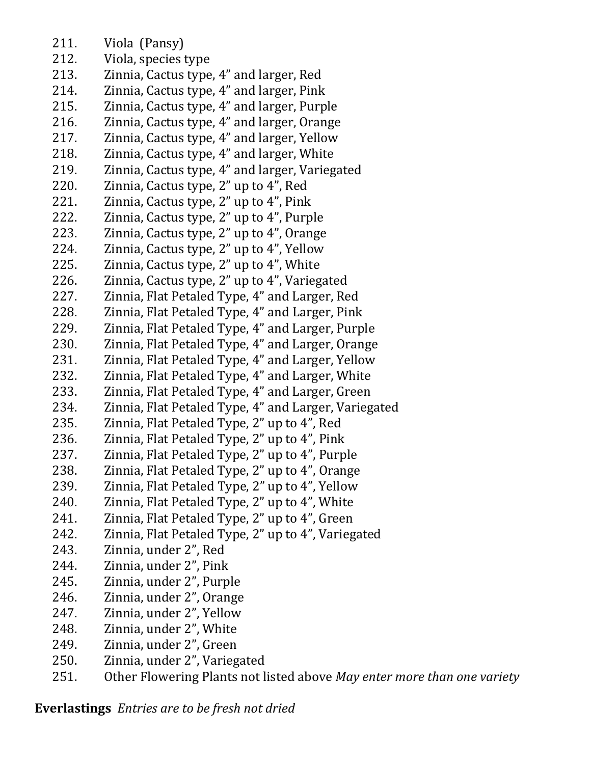211. Viola (Pansy)
212. Viola, species type
213. Zinnia, Cactus type, 4” and larger, Red
214. Zinnia, Cactus type, 4” and larger, Pink
215. Zinnia, Cactus type, 4” and larger, Purple
216. Zinnia, Cactus type, 4” and larger, Orange
217. Zinnia, Cactus type, 4” and larger, Yellow
218. Zinnia, Cactus type, 4” and larger, White
219. Zinnia, Cactus type, 4” and larger, Variegated
220. Zinnia, Cactus type, 2” up to 4”, Red
221. Zinnia, Cactus type, 2” up to 4”, Pink
222. Zinnia, Cactus type, 2” up to 4”, Purple
223. Zinnia, Cactus type, 2” up to 4”, Orange
224. Zinnia, Cactus type, 2” up to 4”, Yellow
225. Zinnia, Cactus type, 2” up to 4”, White
226. Zinnia, Cactus type, 2” up to 4”, Variegated
227. Zinnia, Flat Petaled Type, 4” and Larger, Red
228. Zinnia, Flat Petaled Type, 4” and Larger, Pink
229. Zinnia, Flat Petaled Type, 4” and Larger, Purple
230. Zinnia, Flat Petaled Type, 4” and Larger, Orange
231. Zinnia, Flat Petaled Type, 4” and Larger, Yellow
232. Zinnia, Flat Petaled Type, 4” and Larger, White
233. Zinnia, Flat Petaled Type, 4” and Larger, Green
234. Zinnia, Flat Petaled Type, 4” and Larger, Variegated
235. Zinnia, Flat Petaled Type, 2” up to 4”, Red
236. Zinnia, Flat Petaled Type, 2” up to 4”, Pink
237. Zinnia, Flat Petaled Type, 2” up to 4”, Purple
238. Zinnia, Flat Petaled Type, 2” up to 4”, Orange
239. Zinnia, Flat Petaled Type, 2” up to 4”, Yellow
240. Zinnia, Flat Petaled Type, 2” up to 4”, White
241. Zinnia, Flat Petaled Type, 2” up to 4”, Green
242. Zinnia, Flat Petaled Type, 2” up to 4”, Variegated
243. Zinnia, under 2”, Red
244. Zinnia, under 2”, Pink
245. Zinnia, under 2”, Purple
246. Zinnia, under 2”, Orange
247. Zinnia, under 2”, Yellow
248. Zinnia, under 2”, White
249. Zinnia, under 2”, Green
250. Zinnia, under 2”, Variegated
251. Other Flowering Plants not listed above *May enter more than one variety*

**Everlastings** *Entries are to be fresh not dried*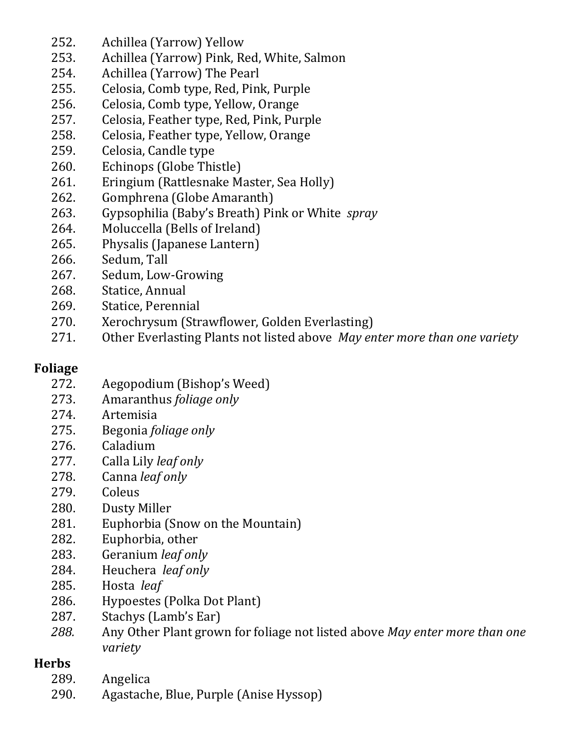252. Achillea (Yarrow) Yellow
253. Achillea (Yarrow) Pink, Red, White, Salmon
254. Achillea (Yarrow) The Pearl
255. Celosia, Comb type, Red, Pink, Purple
256. Celosia, Comb type, Yellow, Orange
257. Celosia, Feather type, Red, Pink, Purple
258. Celosia, Feather type, Yellow, Orange
259. Celosia, Candle type
260. Echinops (Globe Thistle)
261. Eringium (Rattlesnake Master, Sea Holly)
262. Gomphrena (Globe Amaranth)
263. Gypsophilia (Baby's Breath) Pink or White *spray*
264. Moluccella (Bells of Ireland)
265. Physalis (Japanese Lantern)
266. Sedum, Tall
267. Sedum, Low-Growing
268. Statice, Annual
269. Statice, Perennial
270. Xerochrysum (Strawflower, Golden Everlasting)
271. Other Everlasting Plants not listed above *May enter more than one variety*

**Foliage**

272. Aegopodium (Bishop's Weed)
273. Amaranthus *foliage only*
274. Artemisia
275. Begonia *foliage only*
276. Caladium
277. Calla Lily *leaf only*
278. Canna *leaf only*
279. Coleus
280. Dusty Miller
281. Euphorbia (Snow on the Mountain)
282. Euphorbia, other
283. Geranium *leaf only*
284. Heuchera *leaf only*
285. Hosta *leaf*
286. Hypoestes (Polka Dot Plant)
287. Stachys (Lamb's Ear)
288. Any Other Plant grown for foliage not listed above *May enter more than one variety*

**Herbs**

289. Angelica
290. Agastache, Blue, Purple (Anise Hyssop)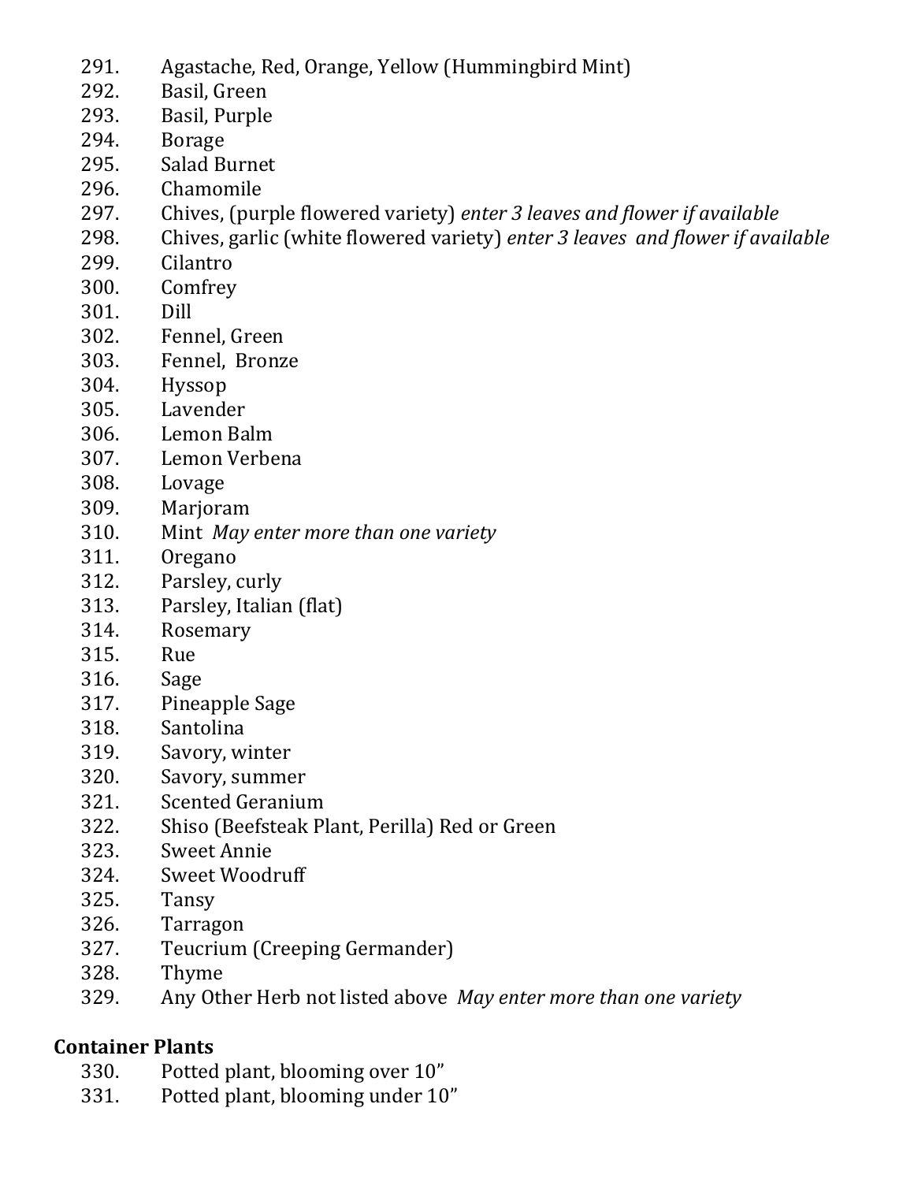291. Agastache, Red, Orange, Yellow (Hummingbird Mint)
292. Basil, Green
293. Basil, Purple
294. Borage
295. Salad Burnet
296. Chamomile
297. Chives, (purple flowered variety) *enter 3 leaves and flower if available*
298. Chives, garlic (white flowered variety) *enter 3 leaves and flower if available*
299. Cilantro
300. Comfrey
301. Dill
302. Fennel, Green
303. Fennel, Bronze
304. Hyssop
305. Lavender
306. Lemon Balm
307. Lemon Verbena
308. Lovage
309. Marjoram
310. Mint *May enter more than one variety*
311. Oregano
312. Parsley, curly
313. Parsley, Italian (flat)
314. Rosemary
315. Rue
316. Sage
317. Pineapple Sage
318. Santolina
319. Savory, winter
320. Savory, summer
321. Scented Geranium
322. Shiso (Beefsteak Plant, Perilla) Red or Green
323. Sweet Annie
324. Sweet Woodruff
325. Tansy
326. Tarragon
327. Teucrium (Creeping Germander)
328. Thyme
329. Any Other Herb not listed above *May enter more than one variety*

**Container Plants**

330. Potted plant, blooming over 10"
331. Potted plant, blooming under 10"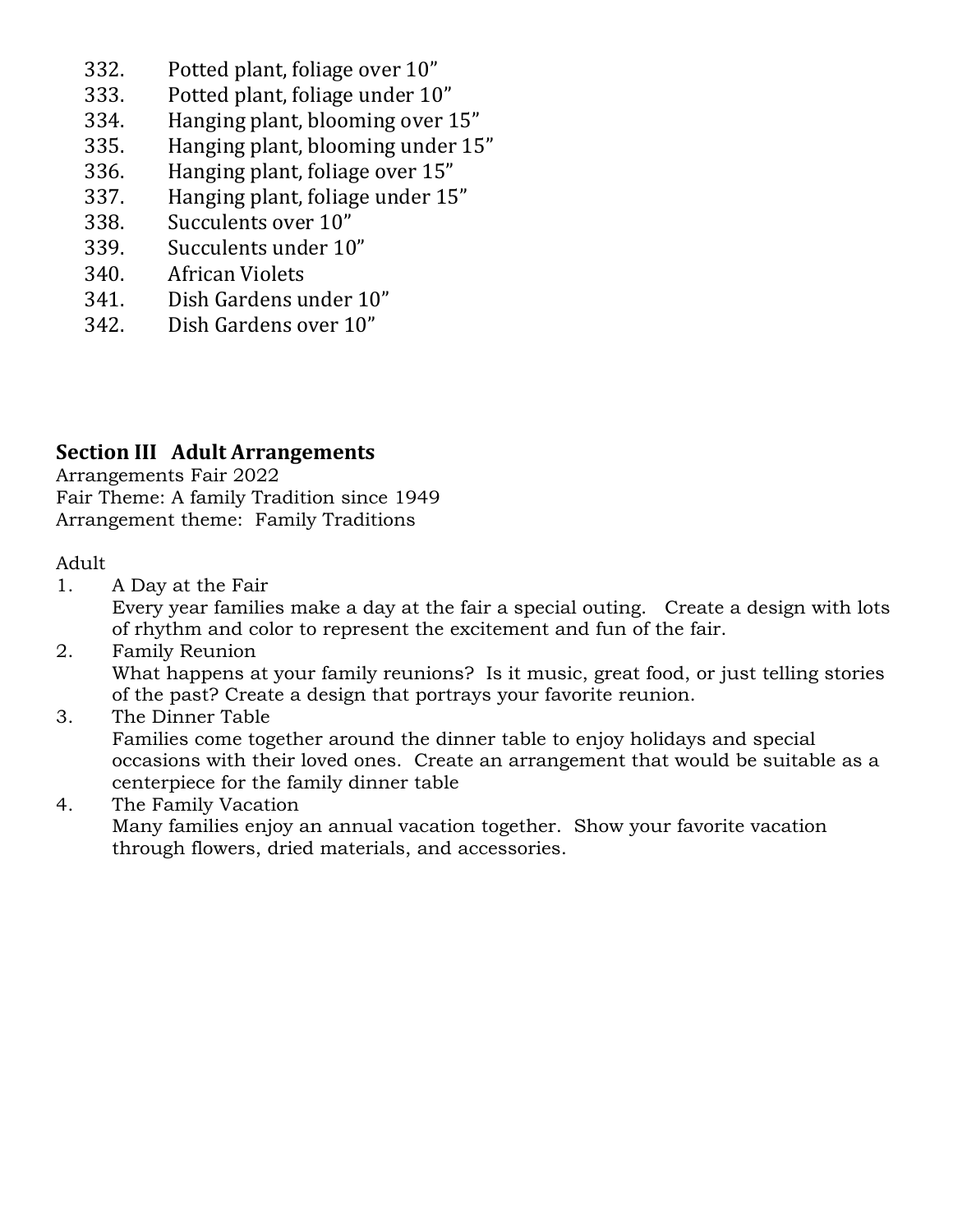332. Potted plant, foliage over 10”
333. Potted plant, foliage under 10”
334. Hanging plant, blooming over 15”
335. Hanging plant, blooming under 15”
336. Hanging plant, foliage over 15”
337. Hanging plant, foliage under 15”
338. Succulents over 10”
339. Succulents under 10”
340. African Violets
341. Dish Gardens under 10”
342. Dish Gardens over 10”

## Section III Adult Arrangements

Arrangements Fair 2022
Fair Theme: A family Tradition since 1949
Arrangement theme: Family Traditions

Adult

1. A Day at the Fair
   Every year families make a day at the fair a special outing. Create a design with lots of rhythm and color to represent the excitement and fun of the fair.
2. Family Reunion
   What happens at your family reunions? Is it music, great food, or just telling stories of the past? Create a design that portrays your favorite reunion.
3. The Dinner Table
   Families come together around the dinner table to enjoy holidays and special occasions with their loved ones. Create an arrangement that would be suitable as a centerpiece for the family dinner table
4. The Family Vacation
   Many families enjoy an annual vacation together. Show your favorite vacation through flowers, dried materials, and accessories.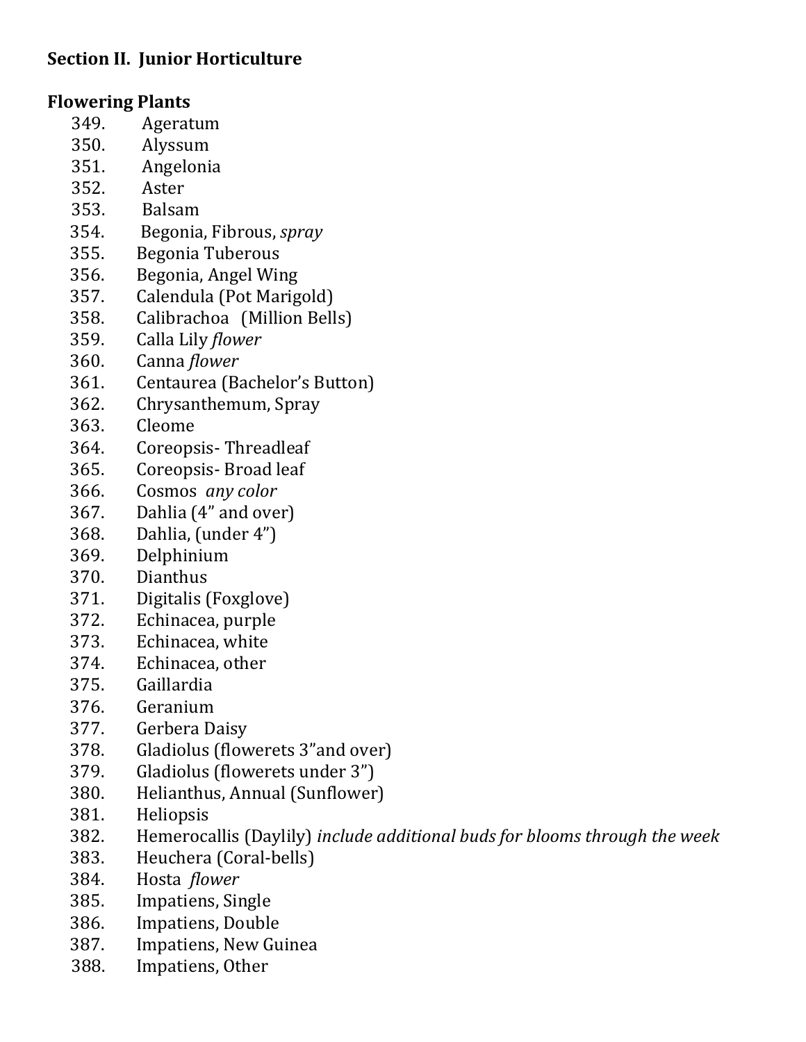**Section II. Junior Horticulture**

**Flowering Plants**

349. Ageratum
350. Alyssum
351. Angelonia
352. Aster
353. Balsam
354. Begonia, Fibrous, *spray*
355. Begonia Tuberous
356. Begonia, Angel Wing
357. Calendula (Pot Marigold)
358. Calibrachoa (Million Bells)
359. Calla Lily *flower*
360. Canna *flower*
361. Centaurea (Bachelor's Button)
362. Chrysanthemum, Spray
363. Cleome
364. Coreopsis- Threadleaf
365. Coreopsis- Broad leaf
366. Cosmos *any color*
367. Dahlia (4" and over)
368. Dahlia, (under 4")
369. Delphinium
370. Dianthus
371. Digitalis (Foxglove)
372. Echinacea, purple
373. Echinacea, white
374. Echinacea, other
375. Gaillardia
376. Geranium
377. Gerbera Daisy
378. Gladiolus (flowerets 3"and over)
379. Gladiolus (flowerets under 3")
380. Helianthus, Annual (Sunflower)
381. Heliopsis
382. Hemerocallis (Daylily) *include additional buds for blooms through the week*
383. Heuchera (Coral-bells)
384. Hosta *flower*
385. Impatiens, Single
386. Impatiens, Double
387. Impatiens, New Guinea
388. Impatiens, Other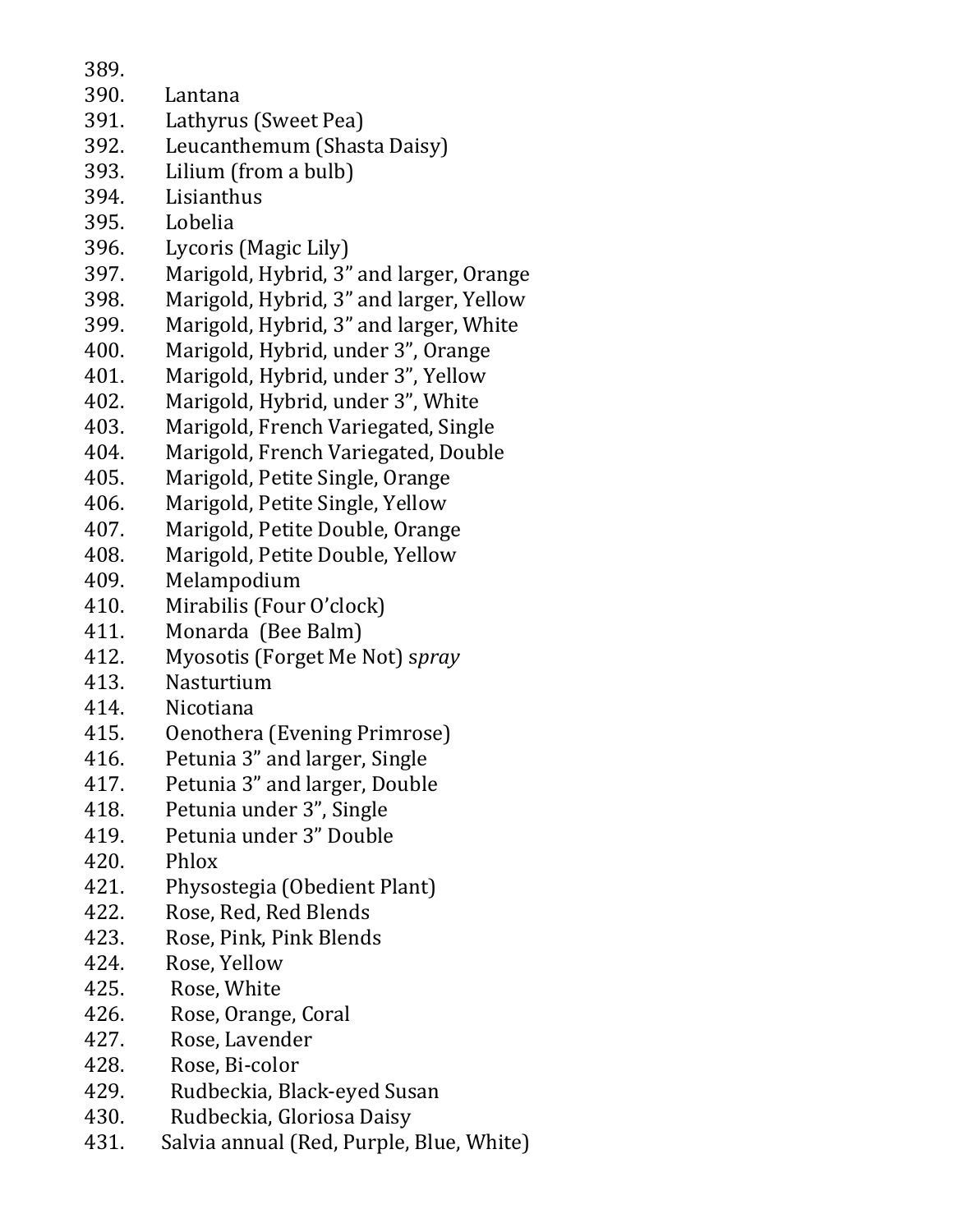389.
390. Lantana
391. Lathyrus (Sweet Pea)
392. Leucanthemum (Shasta Daisy)
393. Lilium (from a bulb)
394. Lisianthus
395. Lobelia
396. Lycoris (Magic Lily)
397. Marigold, Hybrid, 3" and larger, Orange
398. Marigold, Hybrid, 3" and larger, Yellow
399. Marigold, Hybrid, 3" and larger, White
400. Marigold, Hybrid, under 3", Orange
401. Marigold, Hybrid, under 3", Yellow
402. Marigold, Hybrid, under 3", White
403. Marigold, French Variegated, Single
404. Marigold, French Variegated, Double
405. Marigold, Petite Single, Orange
406. Marigold, Petite Single, Yellow
407. Marigold, Petite Double, Orange
408. Marigold, Petite Double, Yellow
409. Melampodium
410. Mirabilis (Four O'clock)
411. Monarda (Bee Balm)
412. Myosotis (Forget Me Not) s*pray*
413. Nasturtium
414. Nicotiana
415. Oenothera (Evening Primrose)
416. Petunia 3" and larger, Single
417. Petunia 3" and larger, Double
418. Petunia under 3", Single
419. Petunia under 3" Double
420. Phlox
421. Physostegia (Obedient Plant)
422. Rose, Red, Red Blends
423. Rose, Pink, Pink Blends
424. Rose, Yellow
425. Rose, White
426. Rose, Orange, Coral
427. Rose, Lavender
428. Rose, Bi-color
429. Rudbeckia, Black-eyed Susan
430. Rudbeckia, Gloriosa Daisy
431. Salvia annual (Red, Purple, Blue, White)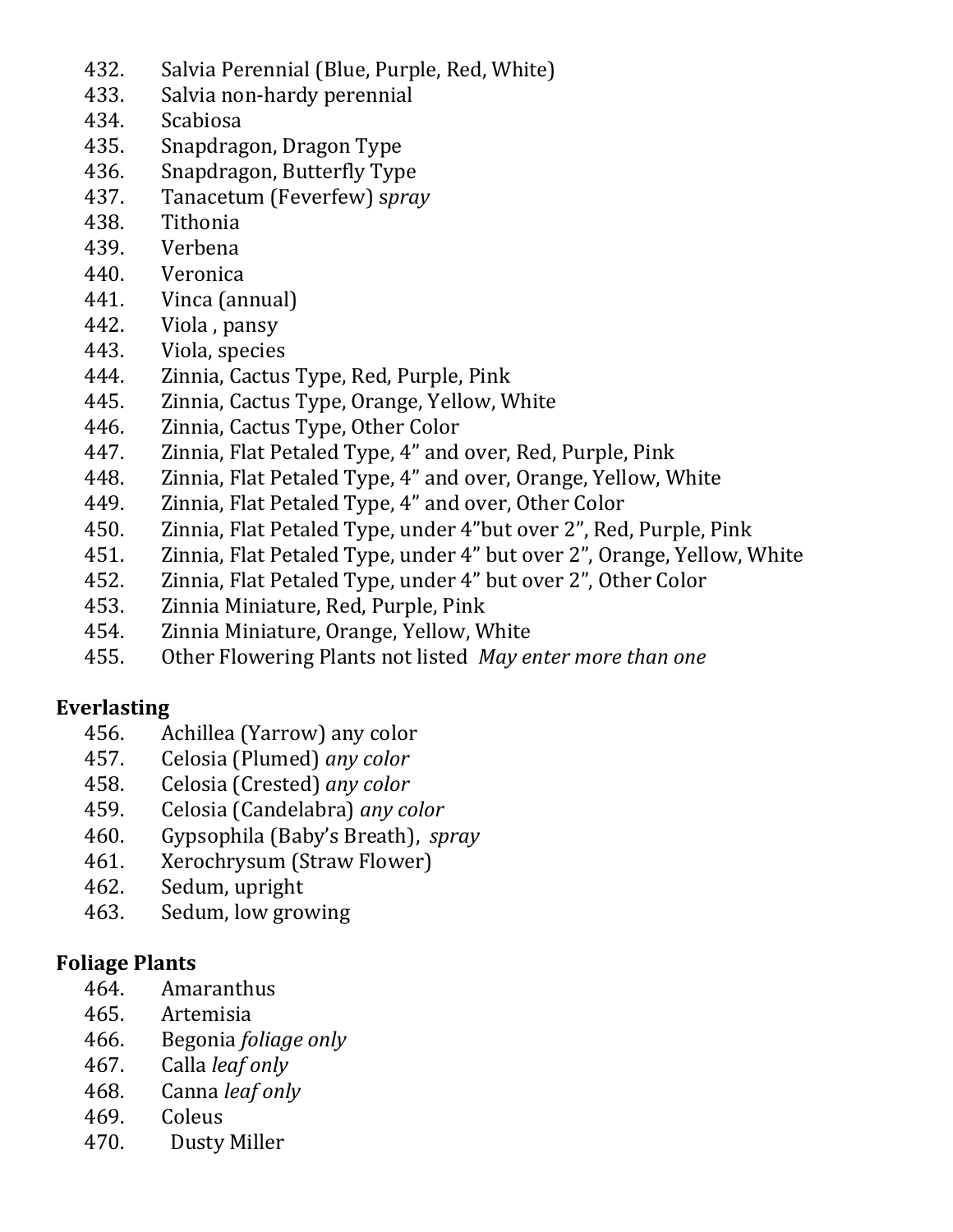432. Salvia Perennial (Blue, Purple, Red, White)
433. Salvia non-hardy perennial
434. Scabiosa
435. Snapdragon, Dragon Type
436. Snapdragon, Butterfly Type
437. Tanacetum (Feverfew) *spray*
438. Tithonia
439. Verbena
440. Veronica
441. Vinca (annual)
442. Viola , pansy
443. Viola, species
444. Zinnia, Cactus Type, Red, Purple, Pink
445. Zinnia, Cactus Type, Orange, Yellow, White
446. Zinnia, Cactus Type, Other Color
447. Zinnia, Flat Petaled Type, 4" and over, Red, Purple, Pink
448. Zinnia, Flat Petaled Type, 4" and over, Orange, Yellow, White
449. Zinnia, Flat Petaled Type, 4" and over, Other Color
450. Zinnia, Flat Petaled Type, under 4"but over 2", Red, Purple, Pink
451. Zinnia, Flat Petaled Type, under 4" but over 2", Orange, Yellow, White
452. Zinnia, Flat Petaled Type, under 4" but over 2", Other Color
453. Zinnia Miniature, Red, Purple, Pink
454. Zinnia Miniature, Orange, Yellow, White
455. Other Flowering Plants not listed *May enter more than one*

**Everlasting**

456. Achillea (Yarrow) any color
457. Celosia (Plumed) *any color*
458. Celosia (Crested) *any color*
459. Celosia (Candelabra) *any color*
460. Gypsophila (Baby's Breath), *spray*
461. Xerochrysum (Straw Flower)
462. Sedum, upright
463. Sedum, low growing

**Foliage Plants**

464. Amaranthus
465. Artemisia
466. Begonia *foliage only*
467. Calla *leaf only*
468. Canna *leaf only*
469. Coleus
470. Dusty Miller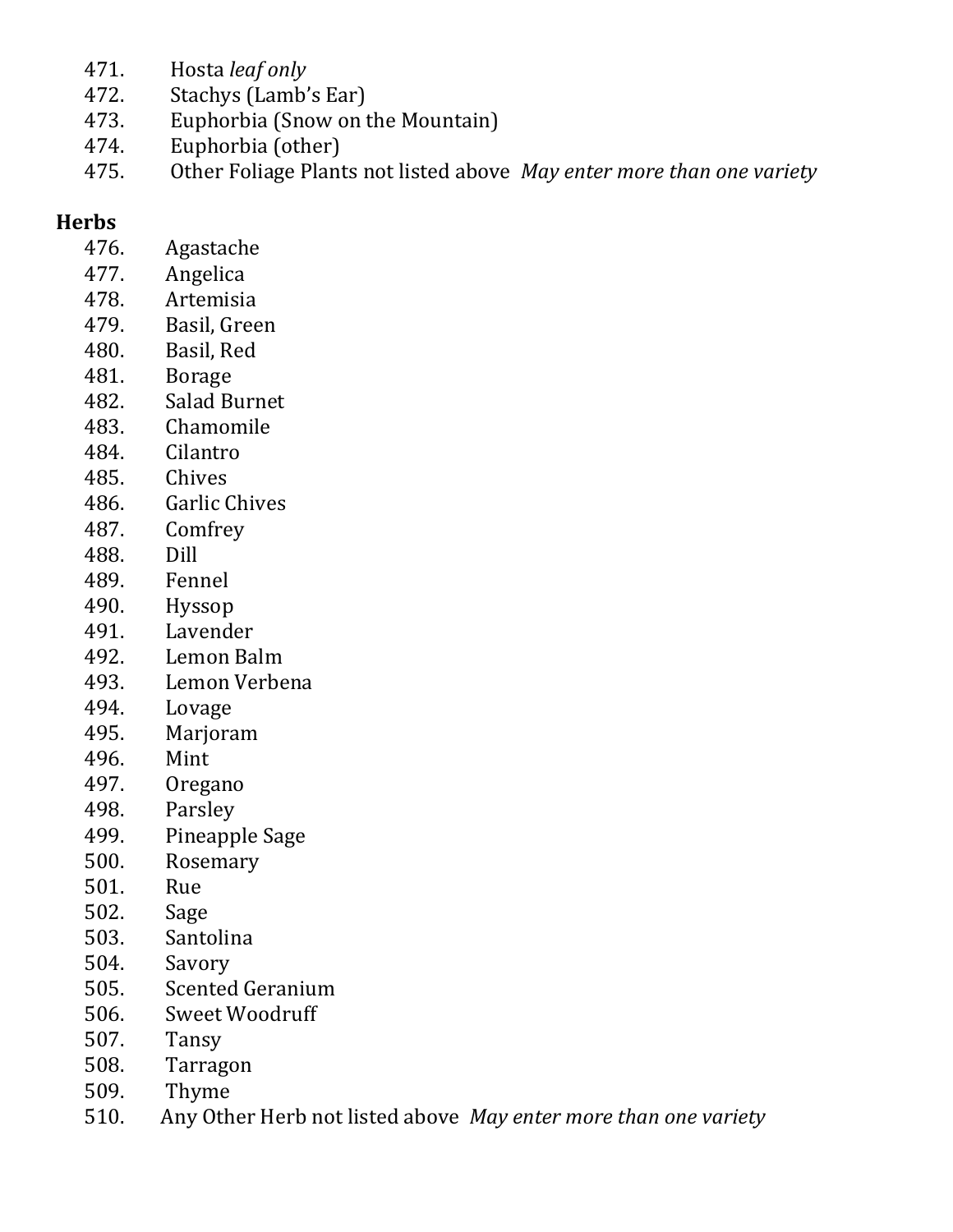471. Hosta *leaf only*
472. Stachys (Lamb's Ear)
473. Euphorbia (Snow on the Mountain)
474. Euphorbia (other)
475. Other Foliage Plants not listed above *May enter more than one variety*

**Herbs**

476. Agastache
477. Angelica
478. Artemisia
479. Basil, Green
480. Basil, Red
481. Borage
482. Salad Burnet
483. Chamomile
484. Cilantro
485. Chives
486. Garlic Chives
487. Comfrey
488. Dill
489. Fennel
490. Hyssop
491. Lavender
492. Lemon Balm
493. Lemon Verbena
494. Lovage
495. Marjoram
496. Mint
497. Oregano
498. Parsley
499. Pineapple Sage
500. Rosemary
501. Rue
502. Sage
503. Santolina
504. Savory
505. Scented Geranium
506. Sweet Woodruff
507. Tansy
508. Tarragon
509. Thyme
510. Any Other Herb not listed above *May enter more than one variety*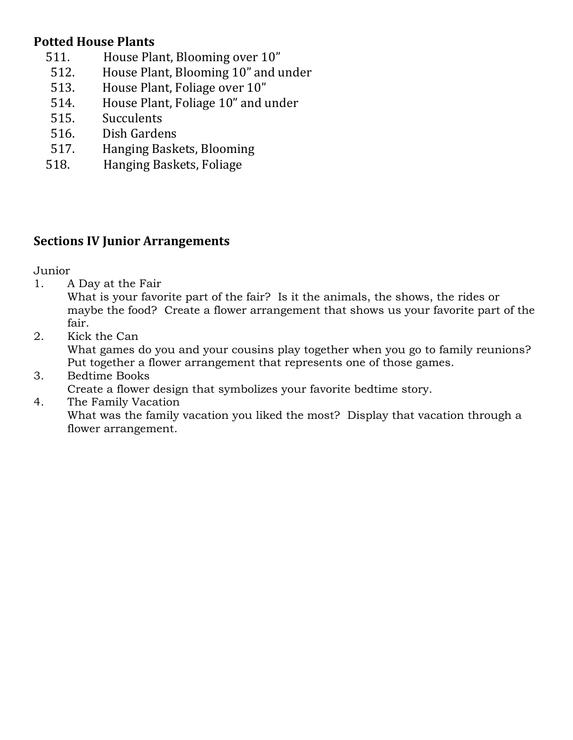### Potted House Plants

511. House Plant, Blooming over 10”
512. House Plant, Blooming 10” and under
513. House Plant, Foliage over 10”
514. House Plant, Foliage 10” and under
515. Succulents
516. Dish Gardens
517. Hanging Baskets, Blooming
518. Hanging Baskets, Foliage

### Sections IV Junior Arrangements

Junior

1. A Day at the Fair
   What is your favorite part of the fair? Is it the animals, the shows, the rides or maybe the food? Create a flower arrangement that shows us your favorite part of the fair.
2. Kick the Can
   What games do you and your cousins play together when you go to family reunions? Put together a flower arrangement that represents one of those games.
3. Bedtime Books
   Create a flower design that symbolizes your favorite bedtime story.
4. The Family Vacation
   What was the family vacation you liked the most? Display that vacation through a flower arrangement.